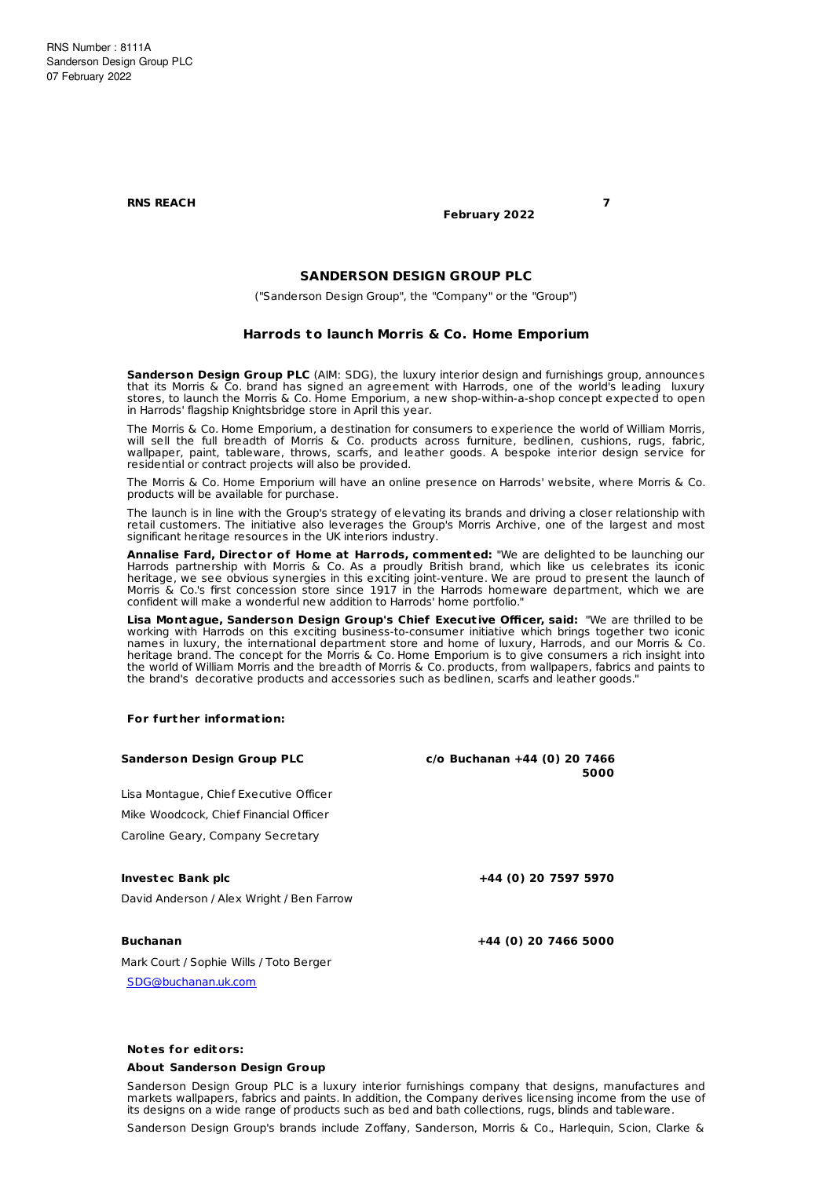RNS Number : 8111A
Sanderson Design Group PLC
07 February 2022

**RNS REACH** **7 February 2022**

## SANDERSON DESIGN GROUP PLC

("Sanderson Design Group", the "Company" or the "Group")

### Harrods to launch Morris & Co. Home Emporium

**Sanderson Design Group PLC** (AIM: SDG), the luxury interior design and furnishings group, announces that its Morris & Co. brand has signed an agreement with Harrods, one of the world's leading luxury stores, to launch the Morris & Co. Home Emporium, a new shop-within-a-shop concept expected to open in Harrods' flagship Knightsbridge store in April this year.

The Morris & Co. Home Emporium, a destination for consumers to experience the world of William Morris, will sell the full breadth of Morris & Co. products across furniture, bedlinen, cushions, rugs, fabric, wallpaper, paint, tableware, throws, scarfs, and leather goods. A bespoke interior design service for residential or contract projects will also be provided.

The Morris & Co. Home Emporium will have an online presence on Harrods' website, where Morris & Co. products will be available for purchase.

The launch is in line with the Group's strategy of elevating its brands and driving a closer relationship with retail customers. The initiative also leverages the Group's Morris Archive, one of the largest and most significant heritage resources in the UK interiors industry.

**Annalise Fard, Director of Home at Harrods, commented:** "We are delighted to be launching our Harrods partnership with Morris & Co. As a proudly British brand, which like us celebrates its iconic heritage, we see obvious synergies in this exciting joint-venture. We are proud to present the launch of Morris & Co.'s first concession store since 1917 in the Harrods homeware department, which we are confident will make a wonderful new addition to Harrods' home portfolio."

**Lisa Montague, Sanderson Design Group's Chief Executive Officer, said:** "We are thrilled to be working with Harrods on this exciting business-to-consumer initiative which brings together two iconic names in luxury, the international department store and home of luxury, Harrods, and our Morris & Co. heritage brand. The concept for the Morris & Co. Home Emporium is to give consumers a rich insight into the world of William Morris and the breadth of Morris & Co. products, from wallpapers, fabrics and paints to the brand's decorative products and accessories such as bedlinen, scarfs and leather goods."

**For further information:**

| | |
|---|---|
| **Sanderson Design Group PLC** | **c/o Buchanan +44 (0) 20 7466 5000** |
| Lisa Montague, Chief Executive Officer | |
| Mike Woodcock, Chief Financial Officer | |
| Caroline Geary, Company Secretary | |
| | |
| **Investec Bank plc** | **+44 (0) 20 7597 5970** |
| David Anderson / Alex Wright / Ben Farrow | |
| | |
| **Buchanan** | **+44 (0) 20 7466 5000** |
| Mark Court / Sophie Wills / Toto Berger | |
| SDG@buchanan.uk.com | |

**Notes for editors:**

**About Sanderson Design Group**

Sanderson Design Group PLC is a luxury interior furnishings company that designs, manufactures and markets wallpapers, fabrics and paints. In addition, the Company derives licensing income from the use of its designs on a wide range of products such as bed and bath collections, rugs, blinds and tableware.

Sanderson Design Group's brands include Zoffany, Sanderson, Morris & Co., Harlequin, Scion, Clarke &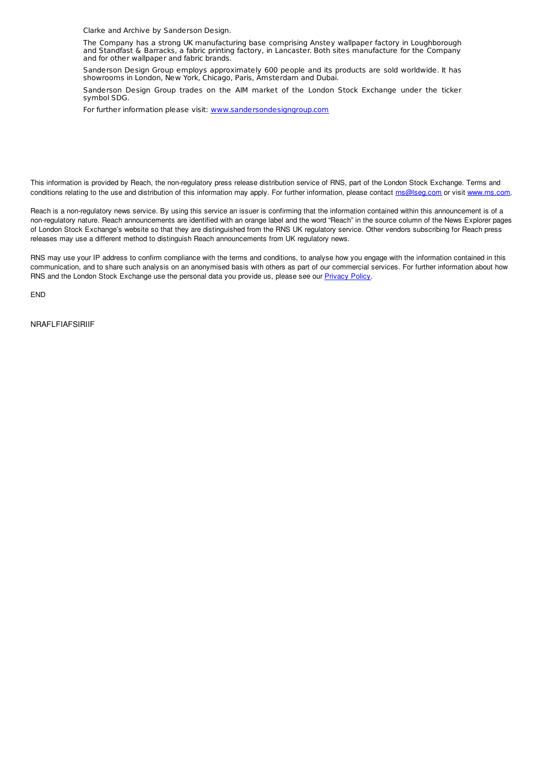Clarke and Archive by Sanderson Design.

The Company has a strong UK manufacturing base comprising Anstey wallpaper factory in Loughborough and Standfast & Barracks, a fabric printing factory, in Lancaster. Both sites manufacture for the Company and for other wallpaper and fabric brands.

Sanderson Design Group employs approximately 600 people and its products are sold worldwide. It has showrooms in London, New York, Chicago, Paris, Amsterdam and Dubai.

Sanderson Design Group trades on the AIM market of the London Stock Exchange under the ticker symbol SDG.

For further information please visit: [www.sandersondesigngroup.com](http://www.sandersondesigngroup.com)

This information is provided by Reach, the non-regulatory press release distribution service of RNS, part of the London Stock Exchange. Terms and conditions relating to the use and distribution of this information may apply. For further information, please contact [rns@lseg.com](mailto:rns@lseg.com) or visit [www.rns.com](http://www.rns.com).

Reach is a non-regulatory news service. By using this service an issuer is confirming that the information contained within this announcement is of a non-regulatory nature. Reach announcements are identified with an orange label and the word "Reach" in the source column of the News Explorer pages of London Stock Exchange's website so that they are distinguished from the RNS UK regulatory service. Other vendors subscribing for Reach press releases may use a different method to distinguish Reach announcements from UK regulatory news.

RNS may use your IP address to confirm compliance with the terms and conditions, to analyse how you engage with the information contained in this communication, and to share such analysis on an anonymised basis with others as part of our commercial services. For further information about how RNS and the London Stock Exchange use the personal data you provide us, please see our Privacy Policy.

END

NRAFLFIAFSIRIIF